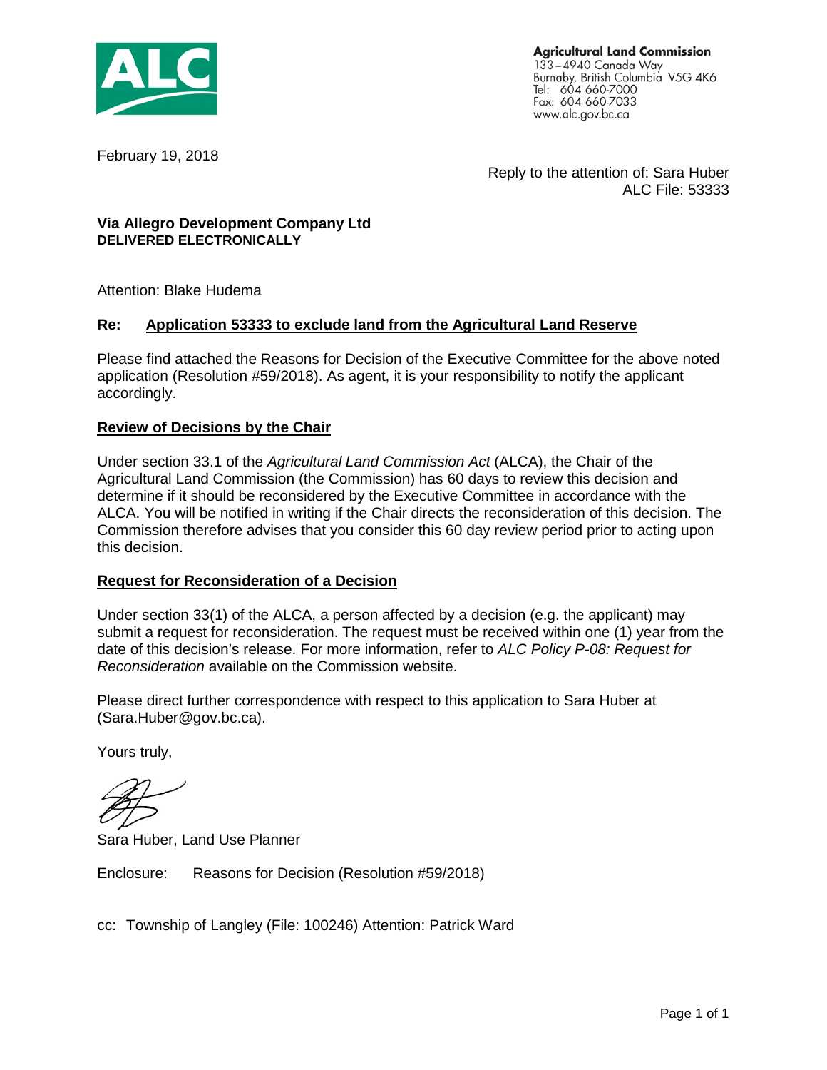ALC

**Agricultural Land Commission**
133 – 4940 Canada Way
Burnaby, British Columbia V5G 4K6
Tel: 604 660-7000
Fax: 604 660-7033
www.alc.gov.bc.ca

February 19, 2018

Reply to the attention of: Sara Huber
ALC File: 53333

**Via Allegro Development Company Ltd**
**DELIVERED ELECTRONICALLY**

Attention: Blake Hudema

**Re: Application 53333 to exclude land from the Agricultural Land Reserve**

Please find attached the Reasons for Decision of the Executive Committee for the above noted application (Resolution #59/2018). As agent, it is your responsibility to notify the applicant accordingly.

**Review of Decisions by the Chair**

Under section 33.1 of the *Agricultural Land Commission Act* (ALCA), the Chair of the Agricultural Land Commission (the Commission) has 60 days to review this decision and determine if it should be reconsidered by the Executive Committee in accordance with the ALCA. You will be notified in writing if the Chair directs the reconsideration of this decision. The Commission therefore advises that you consider this 60 day review period prior to acting upon this decision.

**Request for Reconsideration of a Decision**

Under section 33(1) of the ALCA, a person affected by a decision (e.g. the applicant) may submit a request for reconsideration. The request must be received within one (1) year from the date of this decision's release. For more information, refer to *ALC Policy P-08: Request for Reconsideration* available on the Commission website.

Please direct further correspondence with respect to this application to Sara Huber at (Sara.Huber@gov.bc.ca).

Yours truly,

Sara Huber, Land Use Planner

Enclosure: Reasons for Decision (Resolution #59/2018)

cc: Township of Langley (File: 100246) Attention: Patrick Ward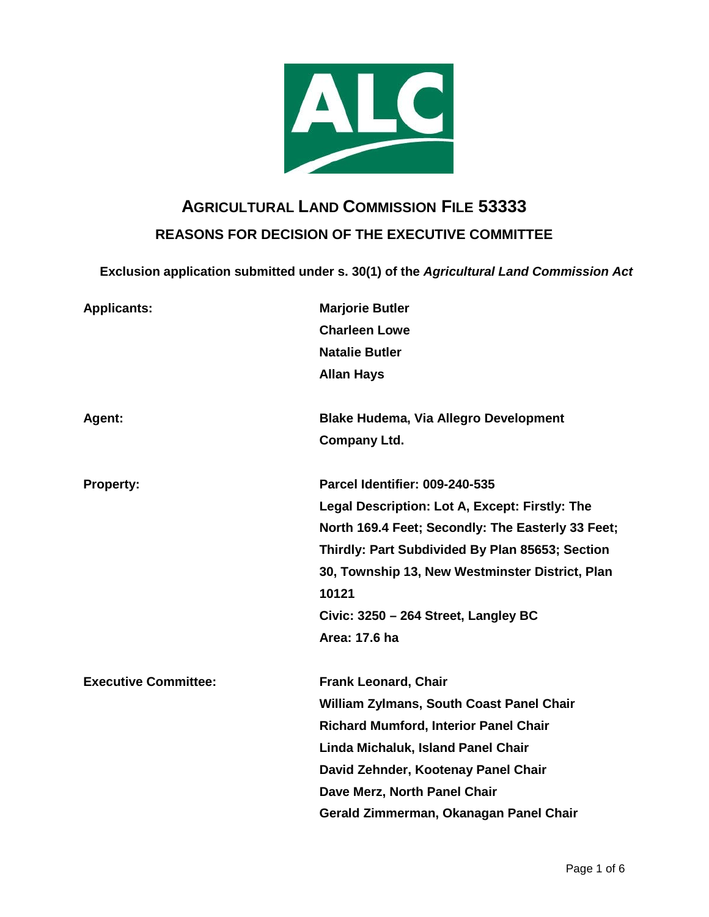# AGRICULTURAL LAND COMMISSION FILE 53333

## REASONS FOR DECISION OF THE EXECUTIVE COMMITTEE

**Exclusion application submitted under s. 30(1) of the *Agricultural Land Commission Act***

| | |
|---|---|
| **Applicants:** | **Marjorie Butler**<br>**Charleen Lowe**<br>**Natalie Butler**<br>**Allan Hays** |
| **Agent:** | **Blake Hudema, Via Allegro Development Company Ltd.** |
| **Property:** | **Parcel Identifier: 009-240-535**<br>**Legal Description: Lot A, Except: Firstly: The North 169.4 Feet; Secondly: The Easterly 33 Feet; Thirdly: Part Subdivided By Plan 85653; Section 30, Township 13, New Westminster District, Plan 10121**<br>**Civic: 3250 – 264 Street, Langley BC**<br>**Area: 17.6 ha** |
| **Executive Committee:** | **Frank Leonard, Chair**<br>**William Zylmans, South Coast Panel Chair**<br>**Richard Mumford, Interior Panel Chair**<br>**Linda Michaluk, Island Panel Chair**<br>**David Zehnder, Kootenay Panel Chair**<br>**Dave Merz, North Panel Chair**<br>**Gerald Zimmerman, Okanagan Panel Chair** |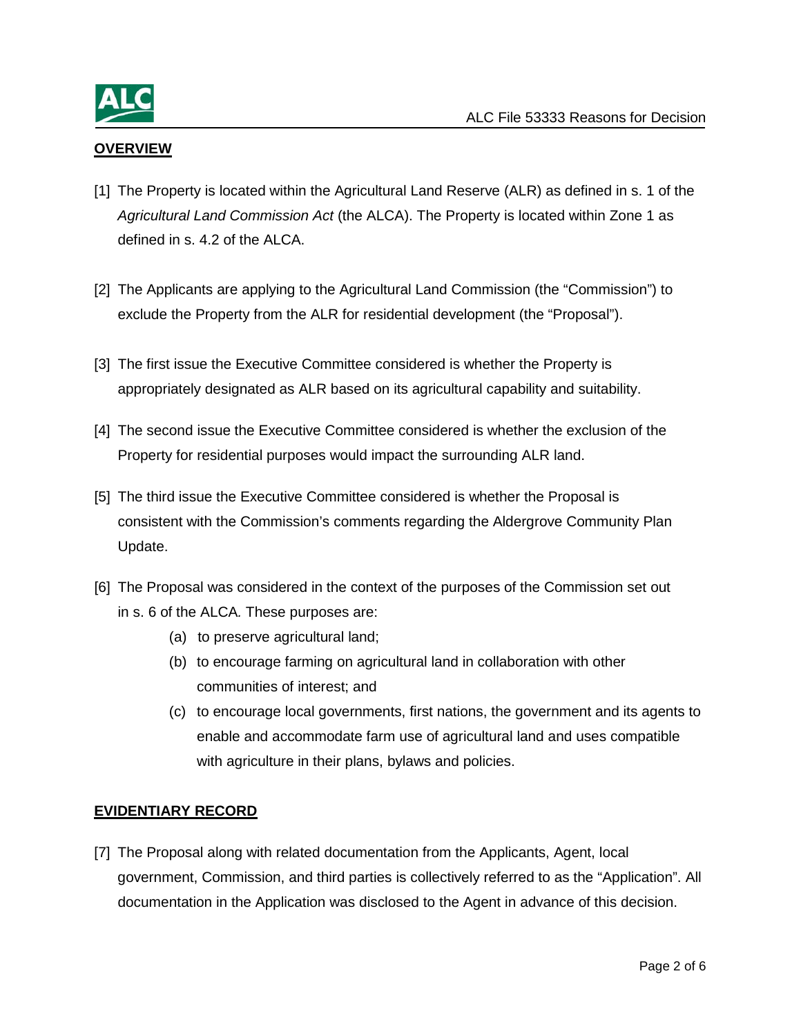## **OVERVIEW**

[1] The Property is located within the Agricultural Land Reserve (ALR) as defined in s. 1 of the *Agricultural Land Commission Act* (the ALCA). The Property is located within Zone 1 as defined in s. 4.2 of the ALCA.

[2] The Applicants are applying to the Agricultural Land Commission (the "Commission") to exclude the Property from the ALR for residential development (the "Proposal").

[3] The first issue the Executive Committee considered is whether the Property is appropriately designated as ALR based on its agricultural capability and suitability.

[4] The second issue the Executive Committee considered is whether the exclusion of the Property for residential purposes would impact the surrounding ALR land.

[5] The third issue the Executive Committee considered is whether the Proposal is consistent with the Commission's comments regarding the Aldergrove Community Plan Update.

[6] The Proposal was considered in the context of the purposes of the Commission set out in s. 6 of the ALCA*.* These purposes are:

(a) to preserve agricultural land;

(b) to encourage farming on agricultural land in collaboration with other communities of interest; and

(c) to encourage local governments, first nations, the government and its agents to enable and accommodate farm use of agricultural land and uses compatible with agriculture in their plans, bylaws and policies.

## **EVIDENTIARY RECORD**

[7] The Proposal along with related documentation from the Applicants, Agent, local government, Commission, and third parties is collectively referred to as the "Application". All documentation in the Application was disclosed to the Agent in advance of this decision.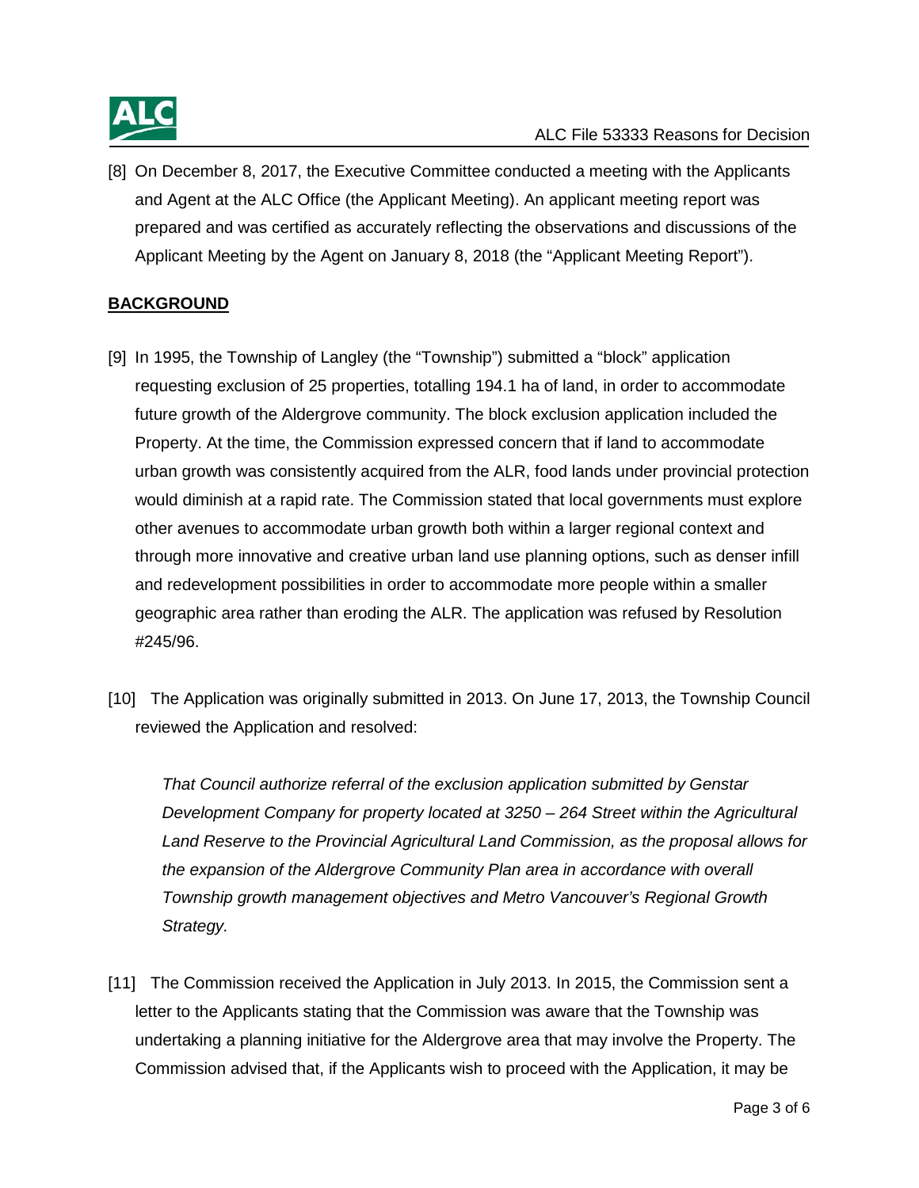[8] On December 8, 2017, the Executive Committee conducted a meeting with the Applicants and Agent at the ALC Office (the Applicant Meeting). An applicant meeting report was prepared and was certified as accurately reflecting the observations and discussions of the Applicant Meeting by the Agent on January 8, 2018 (the "Applicant Meeting Report").

**BACKGROUND**

[9] In 1995, the Township of Langley (the "Township") submitted a "block" application requesting exclusion of 25 properties, totalling 194.1 ha of land, in order to accommodate future growth of the Aldergrove community. The block exclusion application included the Property. At the time, the Commission expressed concern that if land to accommodate urban growth was consistently acquired from the ALR, food lands under provincial protection would diminish at a rapid rate. The Commission stated that local governments must explore other avenues to accommodate urban growth both within a larger regional context and through more innovative and creative urban land use planning options, such as denser infill and redevelopment possibilities in order to accommodate more people within a smaller geographic area rather than eroding the ALR. The application was refused by Resolution #245/96.

[10] The Application was originally submitted in 2013. On June 17, 2013, the Township Council reviewed the Application and resolved:

> *That Council authorize referral of the exclusion application submitted by Genstar Development Company for property located at 3250 – 264 Street within the Agricultural Land Reserve to the Provincial Agricultural Land Commission, as the proposal allows for the expansion of the Aldergrove Community Plan area in accordance with overall Township growth management objectives and Metro Vancouver's Regional Growth Strategy.*

[11] The Commission received the Application in July 2013. In 2015, the Commission sent a letter to the Applicants stating that the Commission was aware that the Township was undertaking a planning initiative for the Aldergrove area that may involve the Property. The Commission advised that, if the Applicants wish to proceed with the Application, it may be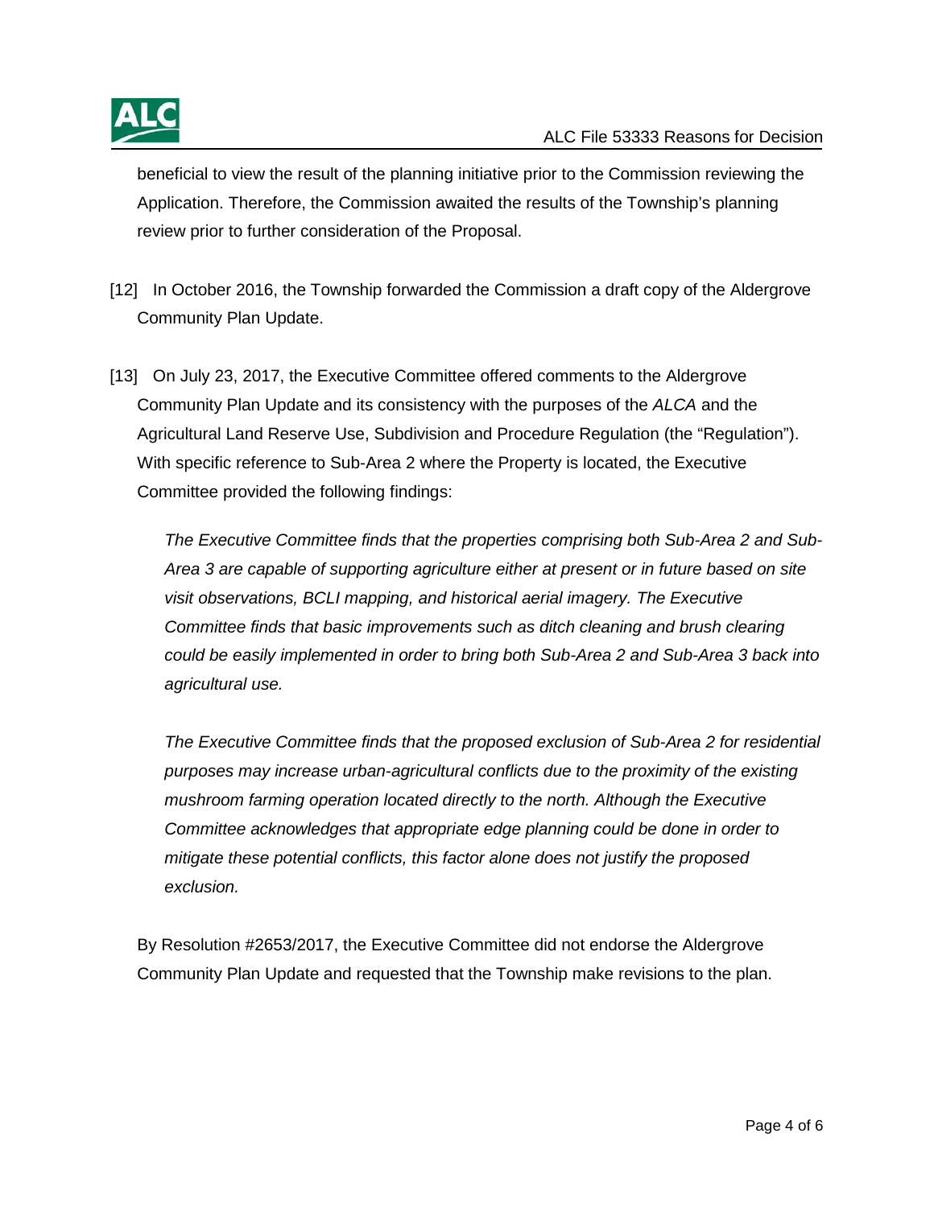beneficial to view the result of the planning initiative prior to the Commission reviewing the Application. Therefore, the Commission awaited the results of the Township's planning review prior to further consideration of the Proposal.

[12] In October 2016, the Township forwarded the Commission a draft copy of the Aldergrove Community Plan Update.

[13] On July 23, 2017, the Executive Committee offered comments to the Aldergrove Community Plan Update and its consistency with the purposes of the *ALCA* and the Agricultural Land Reserve Use, Subdivision and Procedure Regulation (the "Regulation"). With specific reference to Sub-Area 2 where the Property is located, the Executive Committee provided the following findings:

> *The Executive Committee finds that the properties comprising both Sub-Area 2 and Sub-Area 3 are capable of supporting agriculture either at present or in future based on site visit observations, BCLI mapping, and historical aerial imagery. The Executive Committee finds that basic improvements such as ditch cleaning and brush clearing could be easily implemented in order to bring both Sub-Area 2 and Sub-Area 3 back into agricultural use.*
>
> *The Executive Committee finds that the proposed exclusion of Sub-Area 2 for residential purposes may increase urban-agricultural conflicts due to the proximity of the existing mushroom farming operation located directly to the north. Although the Executive Committee acknowledges that appropriate edge planning could be done in order to mitigate these potential conflicts, this factor alone does not justify the proposed exclusion.*

By Resolution #2653/2017, the Executive Committee did not endorse the Aldergrove Community Plan Update and requested that the Township make revisions to the plan.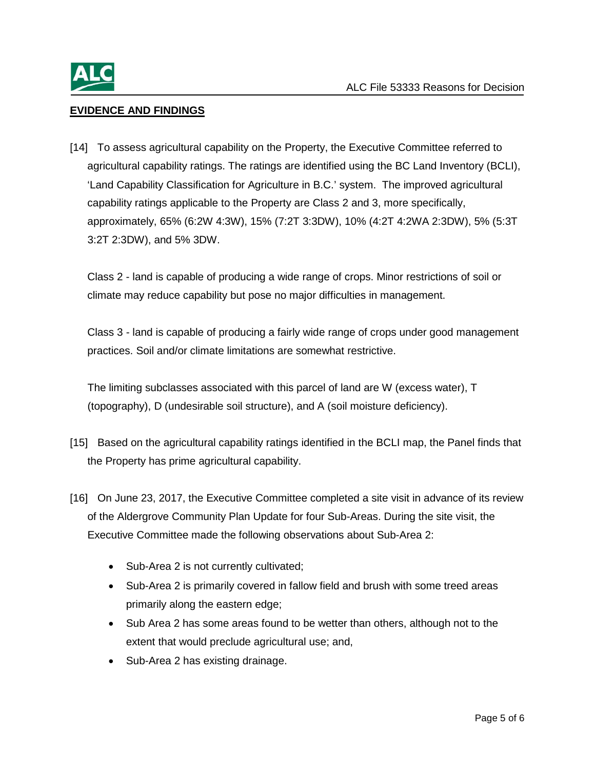## EVIDENCE AND FINDINGS

[14] To assess agricultural capability on the Property, the Executive Committee referred to agricultural capability ratings. The ratings are identified using the BC Land Inventory (BCLI), 'Land Capability Classification for Agriculture in B.C.' system. The improved agricultural capability ratings applicable to the Property are Class 2 and 3, more specifically, approximately, 65% (6:2W 4:3W), 15% (7:2T 3:3DW), 10% (4:2T 4:2WA 2:3DW), 5% (5:3T 3:2T 2:3DW), and 5% 3DW.

Class 2 - land is capable of producing a wide range of crops. Minor restrictions of soil or climate may reduce capability but pose no major difficulties in management.

Class 3 - land is capable of producing a fairly wide range of crops under good management practices. Soil and/or climate limitations are somewhat restrictive.

The limiting subclasses associated with this parcel of land are W (excess water), T (topography), D (undesirable soil structure), and A (soil moisture deficiency).

[15] Based on the agricultural capability ratings identified in the BCLI map, the Panel finds that the Property has prime agricultural capability.

[16] On June 23, 2017, the Executive Committee completed a site visit in advance of its review of the Aldergrove Community Plan Update for four Sub-Areas. During the site visit, the Executive Committee made the following observations about Sub-Area 2:

- Sub-Area 2 is not currently cultivated;
- Sub-Area 2 is primarily covered in fallow field and brush with some treed areas primarily along the eastern edge;
- Sub Area 2 has some areas found to be wetter than others, although not to the extent that would preclude agricultural use; and,
- Sub-Area 2 has existing drainage.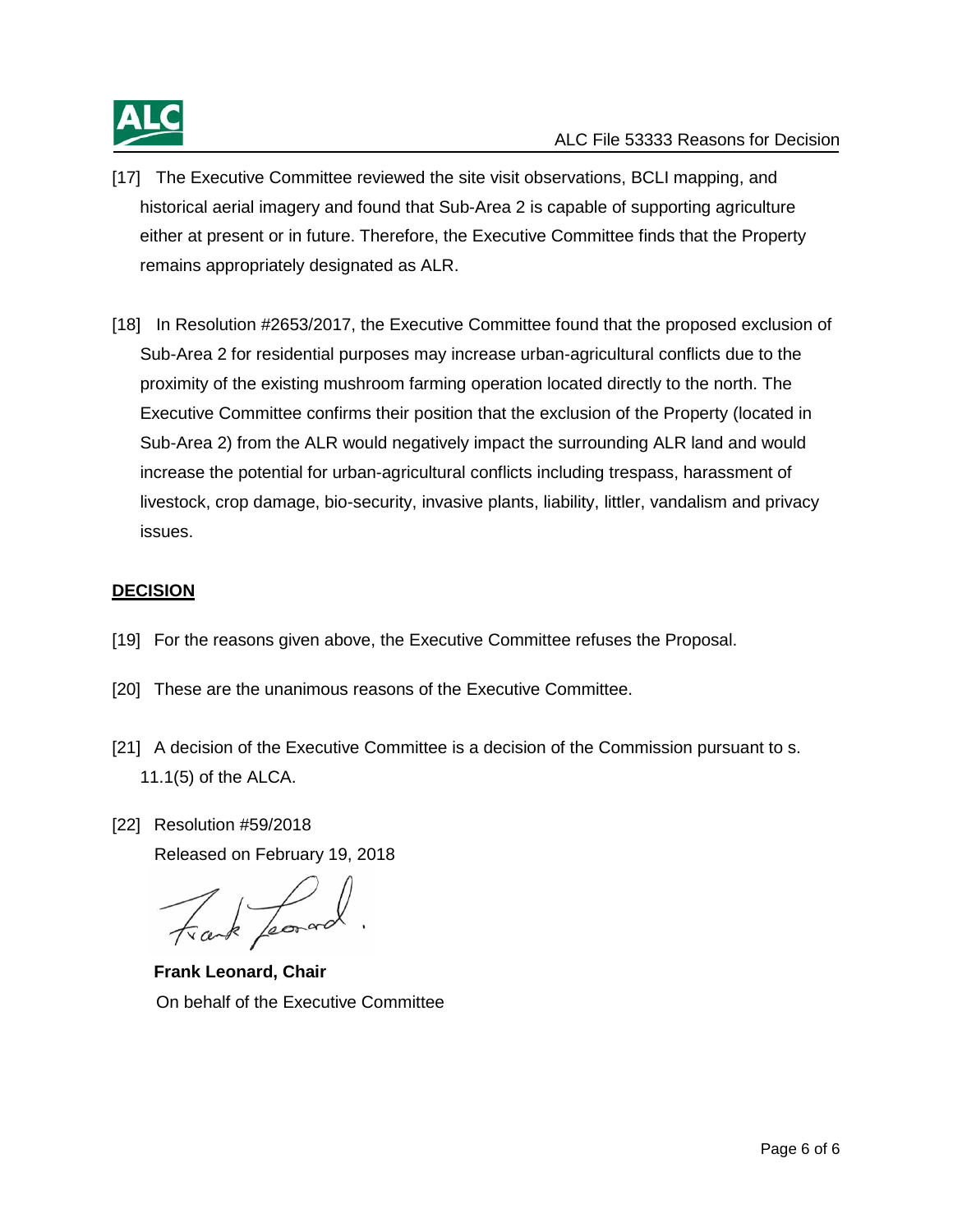[17] The Executive Committee reviewed the site visit observations, BCLI mapping, and historical aerial imagery and found that Sub-Area 2 is capable of supporting agriculture either at present or in future. Therefore, the Executive Committee finds that the Property remains appropriately designated as ALR.

[18] In Resolution #2653/2017, the Executive Committee found that the proposed exclusion of Sub-Area 2 for residential purposes may increase urban-agricultural conflicts due to the proximity of the existing mushroom farming operation located directly to the north. The Executive Committee confirms their position that the exclusion of the Property (located in Sub-Area 2) from the ALR would negatively impact the surrounding ALR land and would increase the potential for urban-agricultural conflicts including trespass, harassment of livestock, crop damage, bio-security, invasive plants, liability, littler, vandalism and privacy issues.

**DECISION**

[19] For the reasons given above, the Executive Committee refuses the Proposal.

[20] These are the unanimous reasons of the Executive Committee.

[21] A decision of the Executive Committee is a decision of the Commission pursuant to s. 11.1(5) of the ALCA.

[22] Resolution #59/2018
Released on February 19, 2018

**Frank Leonard, Chair**
On behalf of the Executive Committee